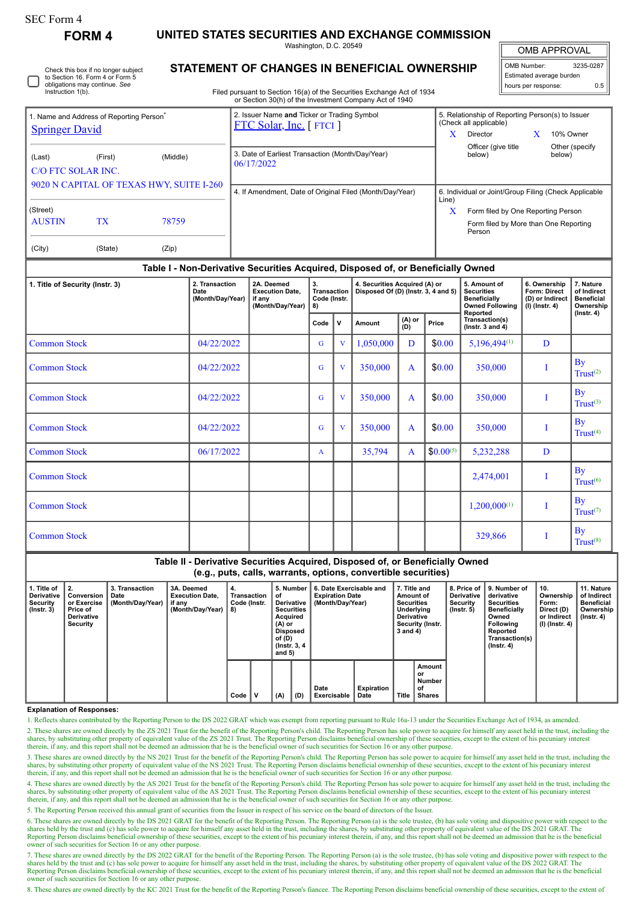SEC Form 4

# FORM 4

## UNITED STATES SECURITIES AND EXCHANGE COMMISSION

Washington, D.C. 20549

## STATEMENT OF CHANGES IN BENEFICIAL OWNERSHIP

Filed pursuant to Section 16(a) of the Securities Exchange Act of 1934 or Section 30(h) of the Investment Company Act of 1940

| OMB APPROVAL | |
|---|---|
| OMB Number: | 3235-0287 |
| Estimated average burden | |
| hours per response: | 0.5 |

☐ Check this box if no longer subject to Section 16. Form 4 or Form 5 obligations may continue. *See* Instruction 1(b).

1. Name and Address of Reporting Person*
Springer David

(Last) (First) (Middle)
C/O FTC SOLAR INC.
9020 N CAPITAL OF TEXAS HWY, SUITE I-260

(Street)
AUSTIN TX 78759

(City) (State) (Zip)

2. Issuer Name **and** Ticker or Trading Symbol
FTC Solar, Inc. [ FTCI ]

3. Date of Earliest Transaction (Month/Day/Year)
06/17/2022

4. If Amendment, Date of Original Filed (Month/Day/Year)

5. Relationship of Reporting Person(s) to Issuer (Check all applicable)
X Director
X 10% Owner
Officer (give title below)
Other (specify below)

6. Individual or Joint/Group Filing (Check Applicable Line)
X Form filed by One Reporting Person
Form filed by More than One Reporting Person

### Table I - Non-Derivative Securities Acquired, Disposed of, or Beneficially Owned

| 1. Title of Security (Instr. 3) | 2. Transaction Date (Month/Day/Year) | 2A. Deemed Execution Date, if any (Month/Day/Year) | 3. Transaction Code (Instr. 8) | | 4. Securities Acquired (A) or Disposed Of (D) (Instr. 3, 4 and 5) | | | 5. Amount of Securities Beneficially Owned Following Reported Transaction(s) (Instr. 3 and 4) | 6. Ownership Form: Direct (D) or Indirect (I) (Instr. 4) | 7. Nature of Indirect Beneficial Ownership (Instr. 4) |
|---|---|---|---|---|---|---|---|---|---|---|
| | | | Code | V | Amount | (A) or (D) | Price | | | |
| Common Stock | 04/22/2022 | | G | V | 1,050,000 | D | $0.00 | 5,196,494[1] | D | |
| Common Stock | 04/22/2022 | | G | V | 350,000 | A | $0.00 | 350,000 | I | By Trust[2] |
| Common Stock | 04/22/2022 | | G | V | 350,000 | A | $0.00 | 350,000 | I | By Trust[3] |
| Common Stock | 04/22/2022 | | G | V | 350,000 | A | $0.00 | 350,000 | I | By Trust[4] |
| Common Stock | 06/17/2022 | | A | | 35,794 | A | $0.00[5] | 5,232,288 | D | |
| Common Stock | | | | | | | | 2,474,001 | I | By Trust[6] |
| Common Stock | | | | | | | | 1,200,000[1] | I | By Trust[7] |
| Common Stock | | | | | | | | 329,866 | I | By Trust[8] |

### Table II - Derivative Securities Acquired, Disposed of, or Beneficially Owned (e.g., puts, calls, warrants, options, convertible securities)

| 1. Title of Derivative Security (Instr. 3) | 2. Conversion or Exercise Price of Derivative Security | 3. Transaction Date (Month/Day/Year) | 3A. Deemed Execution Date, if any (Month/Day/Year) | 4. Transaction Code (Instr. 8) | | 5. Number of Derivative Securities Acquired (A) or Disposed of (D) (Instr. 3, 4 and 5) | | 6. Date Exercisable and Expiration Date (Month/Day/Year) | | 7. Title and Amount of Securities Underlying Derivative Security (Instr. 3 and 4) | | 8. Price of Derivative Security (Instr. 5) | 9. Number of derivative Securities Beneficially Owned Following Reported Transaction(s) (Instr. 4) | 10. Ownership Form: Direct (D) or Indirect (I) (Instr. 4) | 11. Nature of Indirect Beneficial Ownership (Instr. 4) |
|---|---|---|---|---|---|---|---|---|---|---|---|---|---|---|---|
| | | | | Code | V | (A) | (D) | Date Exercisable | Expiration Date | Title | Amount or Number of Shares | | | | |

**Explanation of Responses:**

1. Reflects shares contributed by the Reporting Person to the DS 2022 GRAT which was exempt from reporting pursuant to Rule 16a-13 under the Securities Exchange Act of 1934, as amended.

2. These shares are owned directly by the ZS 2021 Trust for the benefit of the Reporting Person's child. The Reporting Person has sole power to acquire for himself any asset held in the trust, including the shares, by substituting other property of equivalent value of the ZS 2021 Trust. The Reporting Person disclaims beneficial ownership of these securities, except to the extent of his pecuniary interest therein, if any, and this report shall not be deemed an admission that he is the beneficial owner of such securities for Section 16 or any other purpose.

3. These shares are owned directly by the NS 2021 Trust for the benefit of the Reporting Person's child. The Reporting Person has sole power to acquire for himself any asset held in the trust, including the shares, by substituting other property of equivalent value of the NS 2021 Trust. The Reporting Person disclaims beneficial ownership of these securities, except to the extent of his pecuniary interest therein, if any, and this report shall not be deemed an admission that he is the beneficial owner of such securities for Section 16 or any other purpose.

4. These shares are owned directly by the AS 2021 Trust for the benefit of the Reporting Person's child. The Reporting Person has sole power to acquire for himself any asset held in the trust, including the shares, by substituting other property of equivalent value of the AS 2021 Trust. The Reporting Person disclaims beneficial ownership of these securities, except to the extent of his pecuniary interest therein, if any, and this report shall not be deemed an admission that he is the beneficial owner of such securities for Section 16 or any other purpose.

5. The Reporting Person received this annual grant of securities from the Issuer in respect of his service on the board of directors of the Issuer.

6. These shares are owned directly by the DS 2021 GRAT for the benefit of the Reporting Person. The Reporting Person (a) is the sole trustee, (b) has sole voting and dispositive power with respect to the shares held by the trust and (c) has sole power to acquire for himself any asset held in the trust, including the shares, by substituting other property of equivalent value of the DS 2021 GRAT. The Reporting Person disclaims beneficial ownership of these securities, except to the extent of his pecuniary interest therein, if any, and this report shall not be deemed an admission that he is the beneficial owner of such securities for Section 16 or any other purpose.

7. These shares are owned directly by the DS 2022 GRAT for the benefit of the Reporting Person. The Reporting Person (a) is the sole trustee, (b) has sole voting and dispositive power with respect to the shares held by the trust and (c) has sole power to acquire for himself any asset held in the trust, including the shares, by substituting other property of equivalent value of the DS 2022 GRAT. The Reporting Person disclaims beneficial ownership of these securities, except to the extent of his pecuniary interest therein, if any, and this report shall not be deemed an admission that he is the beneficial owner of such securities for Section 16 or any other purpose.

8. These shares are owned directly by the KC 2021 Trust for the benefit of the Reporting Person's fiancee. The Reporting Person disclaims beneficial ownership of these securities, except to the extent of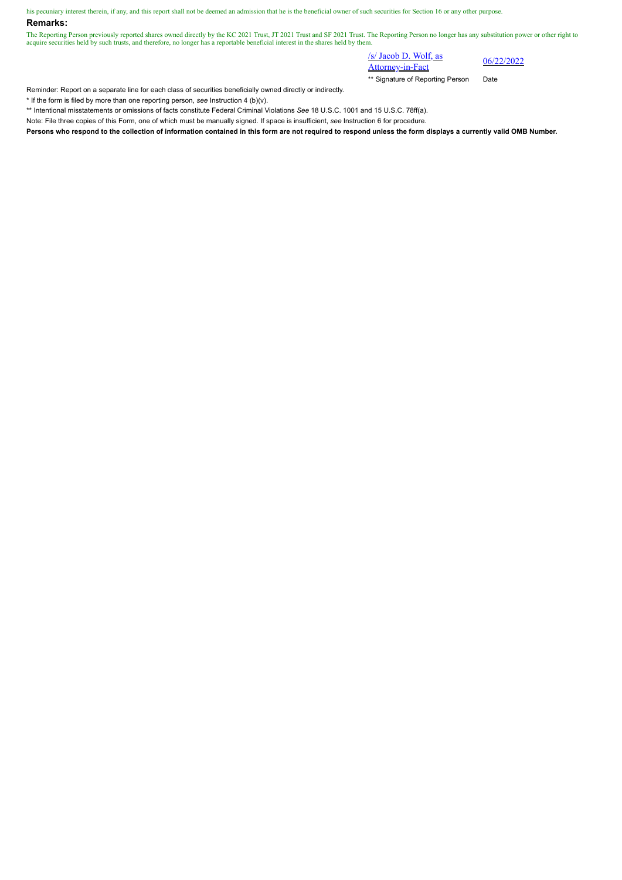his pecuniary interest therein, if any, and this report shall not be deemed an admission that he is the beneficial owner of such securities for Section 16 or any other purpose.

**Remarks:**

The Reporting Person previously reported shares owned directly by the KC 2021 Trust, JT 2021 Trust and SF 2021 Trust. The Reporting Person no longer has any substitution power or other right to acquire securities held by such trusts, and therefore, no longer has a reportable beneficial interest in the shares held by them.

| | |
|---|---|
| /s/ Jacob D. Wolf, as Attorney-in-Fact | 06/22/2022 |
| ** Signature of Reporting Person | Date |

Reminder: Report on a separate line for each class of securities beneficially owned directly or indirectly.

* If the form is filed by more than one reporting person, *see* Instruction 4 (b)(v).

** Intentional misstatements or omissions of facts constitute Federal Criminal Violations *See* 18 U.S.C. 1001 and 15 U.S.C. 78ff(a).

Note: File three copies of this Form, one of which must be manually signed. If space is insufficient, *see* Instruction 6 for procedure.

**Persons who respond to the collection of information contained in this form are not required to respond unless the form displays a currently valid OMB Number.**